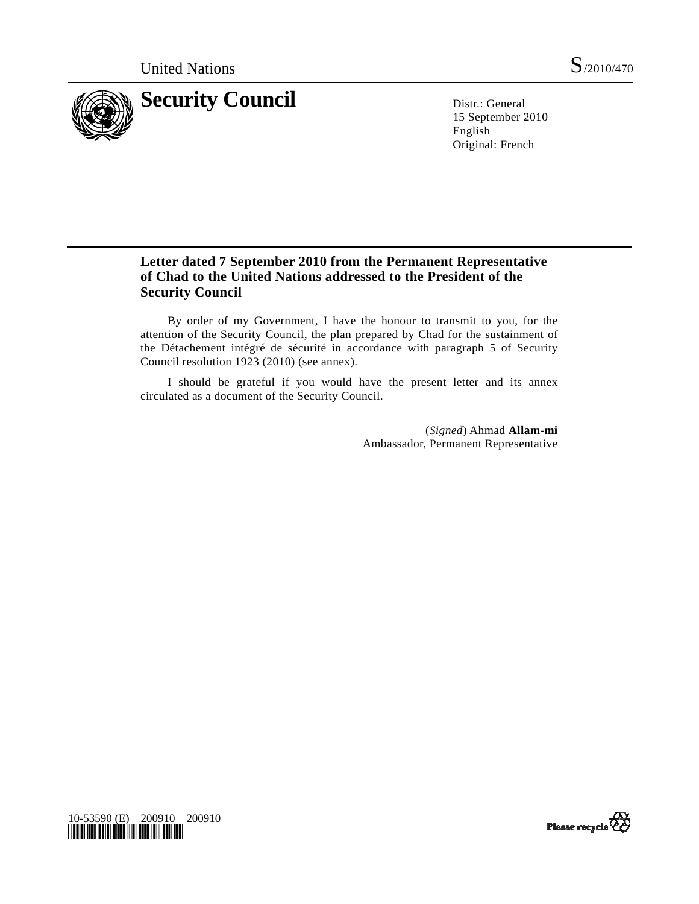United Nations S/2010/470

# Security Council

Distr.: General
15 September 2010
English
Original: French

## Letter dated 7 September 2010 from the Permanent Representative of Chad to the United Nations addressed to the President of the Security Council

By order of my Government, I have the honour to transmit to you, for the attention of the Security Council, the plan prepared by Chad for the sustainment of the Détachement intégré de sécurité in accordance with paragraph 5 of Security Council resolution 1923 (2010) (see annex).

I should be grateful if you would have the present letter and its annex circulated as a document of the Security Council.

(*Signed*) Ahmad **Allam-mi**
Ambassador, Permanent Representative

10-53590 (E) 200910 200910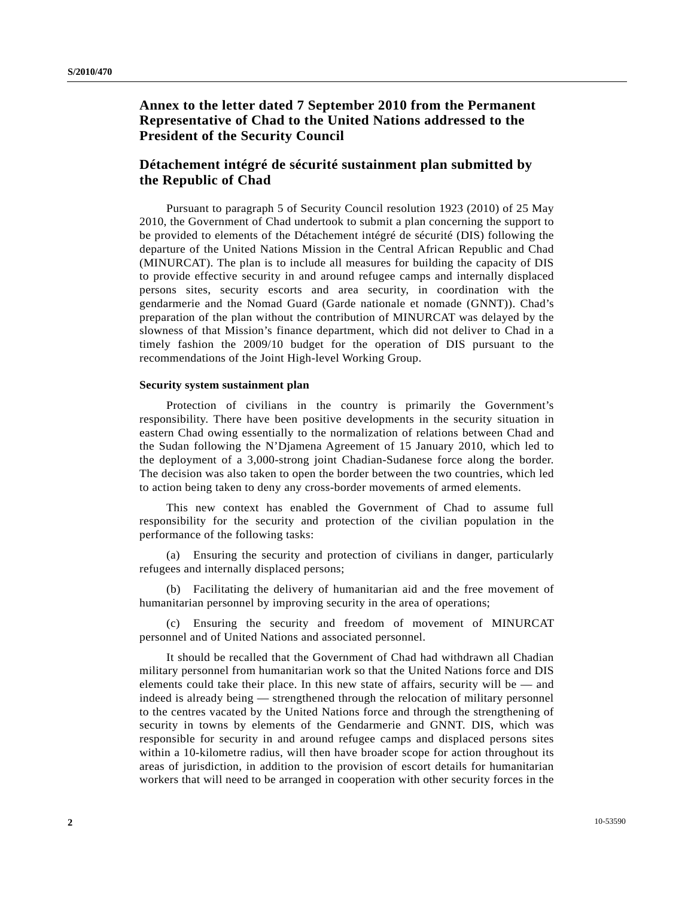## Annex to the letter dated 7 September 2010 from the Permanent Representative of Chad to the United Nations addressed to the President of the Security Council

## Détachement intégré de sécurité sustainment plan submitted by the Republic of Chad

Pursuant to paragraph 5 of Security Council resolution 1923 (2010) of 25 May 2010, the Government of Chad undertook to submit a plan concerning the support to be provided to elements of the Détachement intégré de sécurité (DIS) following the departure of the United Nations Mission in the Central African Republic and Chad (MINURCAT). The plan is to include all measures for building the capacity of DIS to provide effective security in and around refugee camps and internally displaced persons sites, security escorts and area security, in coordination with the gendarmerie and the Nomad Guard (Garde nationale et nomade (GNNT)). Chad's preparation of the plan without the contribution of MINURCAT was delayed by the slowness of that Mission's finance department, which did not deliver to Chad in a timely fashion the 2009/10 budget for the operation of DIS pursuant to the recommendations of the Joint High-level Working Group.

**Security system sustainment plan**

Protection of civilians in the country is primarily the Government's responsibility. There have been positive developments in the security situation in eastern Chad owing essentially to the normalization of relations between Chad and the Sudan following the N'Djamena Agreement of 15 January 2010, which led to the deployment of a 3,000-strong joint Chadian-Sudanese force along the border. The decision was also taken to open the border between the two countries, which led to action being taken to deny any cross-border movements of armed elements.

This new context has enabled the Government of Chad to assume full responsibility for the security and protection of the civilian population in the performance of the following tasks:

(a) Ensuring the security and protection of civilians in danger, particularly refugees and internally displaced persons;

(b) Facilitating the delivery of humanitarian aid and the free movement of humanitarian personnel by improving security in the area of operations;

(c) Ensuring the security and freedom of movement of MINURCAT personnel and of United Nations and associated personnel.

It should be recalled that the Government of Chad had withdrawn all Chadian military personnel from humanitarian work so that the United Nations force and DIS elements could take their place. In this new state of affairs, security will be — and indeed is already being — strengthened through the relocation of military personnel to the centres vacated by the United Nations force and through the strengthening of security in towns by elements of the Gendarmerie and GNNT. DIS, which was responsible for security in and around refugee camps and displaced persons sites within a 10-kilometre radius, will then have broader scope for action throughout its areas of jurisdiction, in addition to the provision of escort details for humanitarian workers that will need to be arranged in cooperation with other security forces in the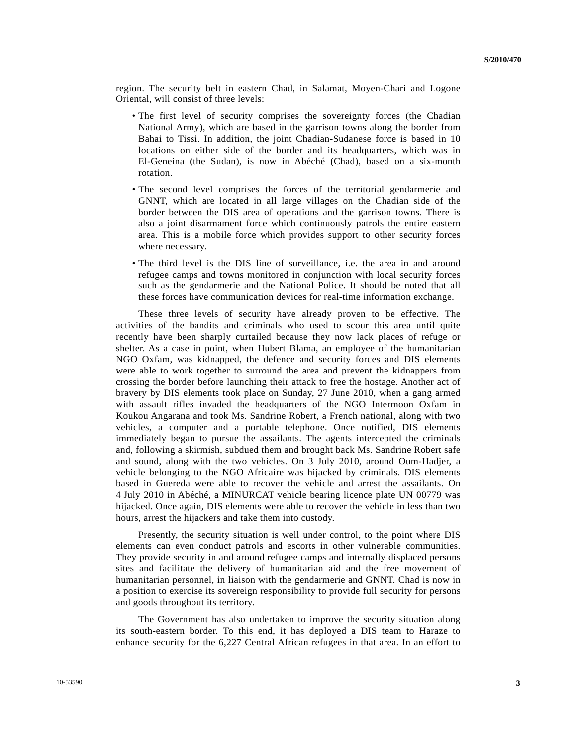region. The security belt in eastern Chad, in Salamat, Moyen-Chari and Logone Oriental, will consist of three levels:

- The first level of security comprises the sovereignty forces (the Chadian National Army), which are based in the garrison towns along the border from Bahai to Tissi. In addition, the joint Chadian-Sudanese force is based in 10 locations on either side of the border and its headquarters, which was in El-Geneina (the Sudan), is now in Abéché (Chad), based on a six-month rotation.
- The second level comprises the forces of the territorial gendarmerie and GNNT, which are located in all large villages on the Chadian side of the border between the DIS area of operations and the garrison towns. There is also a joint disarmament force which continuously patrols the entire eastern area. This is a mobile force which provides support to other security forces where necessary.
- The third level is the DIS line of surveillance, i.e. the area in and around refugee camps and towns monitored in conjunction with local security forces such as the gendarmerie and the National Police. It should be noted that all these forces have communication devices for real-time information exchange.

These three levels of security have already proven to be effective. The activities of the bandits and criminals who used to scour this area until quite recently have been sharply curtailed because they now lack places of refuge or shelter. As a case in point, when Hubert Blama, an employee of the humanitarian NGO Oxfam, was kidnapped, the defence and security forces and DIS elements were able to work together to surround the area and prevent the kidnappers from crossing the border before launching their attack to free the hostage. Another act of bravery by DIS elements took place on Sunday, 27 June 2010, when a gang armed with assault rifles invaded the headquarters of the NGO Intermoon Oxfam in Koukou Angarana and took Ms. Sandrine Robert, a French national, along with two vehicles, a computer and a portable telephone. Once notified, DIS elements immediately began to pursue the assailants. The agents intercepted the criminals and, following a skirmish, subdued them and brought back Ms. Sandrine Robert safe and sound, along with the two vehicles. On 3 July 2010, around Oum-Hadjer, a vehicle belonging to the NGO Africaire was hijacked by criminals. DIS elements based in Guereda were able to recover the vehicle and arrest the assailants. On 4 July 2010 in Abéché, a MINURCAT vehicle bearing licence plate UN 00779 was hijacked. Once again, DIS elements were able to recover the vehicle in less than two hours, arrest the hijackers and take them into custody.

Presently, the security situation is well under control, to the point where DIS elements can even conduct patrols and escorts in other vulnerable communities. They provide security in and around refugee camps and internally displaced persons sites and facilitate the delivery of humanitarian aid and the free movement of humanitarian personnel, in liaison with the gendarmerie and GNNT. Chad is now in a position to exercise its sovereign responsibility to provide full security for persons and goods throughout its territory.

The Government has also undertaken to improve the security situation along its south-eastern border. To this end, it has deployed a DIS team to Haraze to enhance security for the 6,227 Central African refugees in that area. In an effort to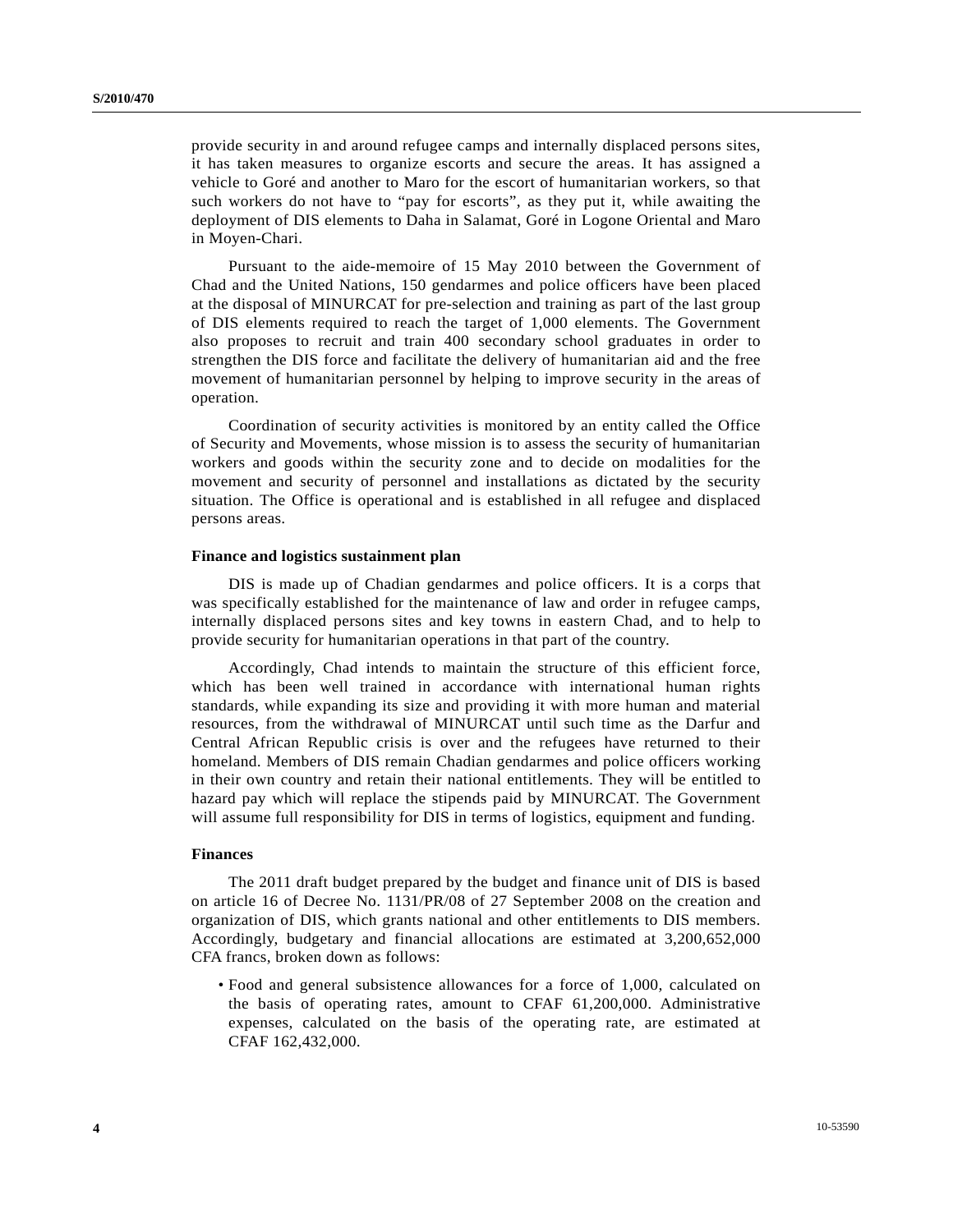provide security in and around refugee camps and internally displaced persons sites, it has taken measures to organize escorts and secure the areas. It has assigned a vehicle to Goré and another to Maro for the escort of humanitarian workers, so that such workers do not have to "pay for escorts", as they put it, while awaiting the deployment of DIS elements to Daha in Salamat, Goré in Logone Oriental and Maro in Moyen-Chari.

Pursuant to the aide-memoire of 15 May 2010 between the Government of Chad and the United Nations, 150 gendarmes and police officers have been placed at the disposal of MINURCAT for pre-selection and training as part of the last group of DIS elements required to reach the target of 1,000 elements. The Government also proposes to recruit and train 400 secondary school graduates in order to strengthen the DIS force and facilitate the delivery of humanitarian aid and the free movement of humanitarian personnel by helping to improve security in the areas of operation.

Coordination of security activities is monitored by an entity called the Office of Security and Movements, whose mission is to assess the security of humanitarian workers and goods within the security zone and to decide on modalities for the movement and security of personnel and installations as dictated by the security situation. The Office is operational and is established in all refugee and displaced persons areas.

**Finance and logistics sustainment plan**

DIS is made up of Chadian gendarmes and police officers. It is a corps that was specifically established for the maintenance of law and order in refugee camps, internally displaced persons sites and key towns in eastern Chad, and to help to provide security for humanitarian operations in that part of the country.

Accordingly, Chad intends to maintain the structure of this efficient force, which has been well trained in accordance with international human rights standards, while expanding its size and providing it with more human and material resources, from the withdrawal of MINURCAT until such time as the Darfur and Central African Republic crisis is over and the refugees have returned to their homeland. Members of DIS remain Chadian gendarmes and police officers working in their own country and retain their national entitlements. They will be entitled to hazard pay which will replace the stipends paid by MINURCAT. The Government will assume full responsibility for DIS in terms of logistics, equipment and funding.

**Finances**

The 2011 draft budget prepared by the budget and finance unit of DIS is based on article 16 of Decree No. 1131/PR/08 of 27 September 2008 on the creation and organization of DIS, which grants national and other entitlements to DIS members. Accordingly, budgetary and financial allocations are estimated at 3,200,652,000 CFA francs, broken down as follows:

- Food and general subsistence allowances for a force of 1,000, calculated on the basis of operating rates, amount to CFAF 61,200,000. Administrative expenses, calculated on the basis of the operating rate, are estimated at CFAF 162,432,000.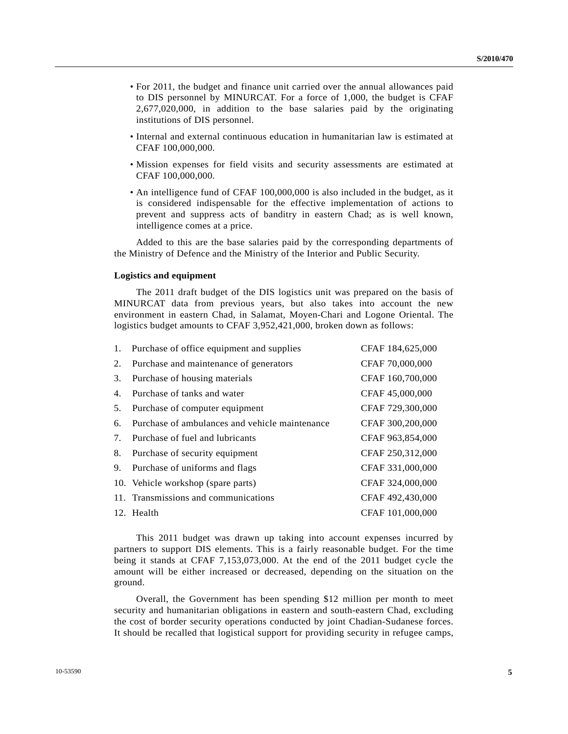- For 2011, the budget and finance unit carried over the annual allowances paid to DIS personnel by MINURCAT. For a force of 1,000, the budget is CFAF 2,677,020,000, in addition to the base salaries paid by the originating institutions of DIS personnel.
- Internal and external continuous education in humanitarian law is estimated at CFAF 100,000,000.
- Mission expenses for field visits and security assessments are estimated at CFAF 100,000,000.
- An intelligence fund of CFAF 100,000,000 is also included in the budget, as it is considered indispensable for the effective implementation of actions to prevent and suppress acts of banditry in eastern Chad; as is well known, intelligence comes at a price.

Added to this are the base salaries paid by the corresponding departments of the Ministry of Defence and the Ministry of the Interior and Public Security.

**Logistics and equipment**

The 2011 draft budget of the DIS logistics unit was prepared on the basis of MINURCAT data from previous years, but also takes into account the new environment in eastern Chad, in Salamat, Moyen-Chari and Logone Oriental. The logistics budget amounts to CFAF 3,952,421,000, broken down as follows:

| | Item | Amount |
|---|---|---|
| 1. | Purchase of office equipment and supplies | CFAF 184,625,000 |
| 2. | Purchase and maintenance of generators | CFAF 70,000,000 |
| 3. | Purchase of housing materials | CFAF 160,700,000 |
| 4. | Purchase of tanks and water | CFAF 45,000,000 |
| 5. | Purchase of computer equipment | CFAF 729,300,000 |
| 6. | Purchase of ambulances and vehicle maintenance | CFAF 300,200,000 |
| 7. | Purchase of fuel and lubricants | CFAF 963,854,000 |
| 8. | Purchase of security equipment | CFAF 250,312,000 |
| 9. | Purchase of uniforms and flags | CFAF 331,000,000 |
| 10. | Vehicle workshop (spare parts) | CFAF 324,000,000 |
| 11. | Transmissions and communications | CFAF 492,430,000 |
| 12. | Health | CFAF 101,000,000 |

This 2011 budget was drawn up taking into account expenses incurred by partners to support DIS elements. This is a fairly reasonable budget. For the time being it stands at CFAF 7,153,073,000. At the end of the 2011 budget cycle the amount will be either increased or decreased, depending on the situation on the ground.

Overall, the Government has been spending $12 million per month to meet security and humanitarian obligations in eastern and south-eastern Chad, excluding the cost of border security operations conducted by joint Chadian-Sudanese forces. It should be recalled that logistical support for providing security in refugee camps,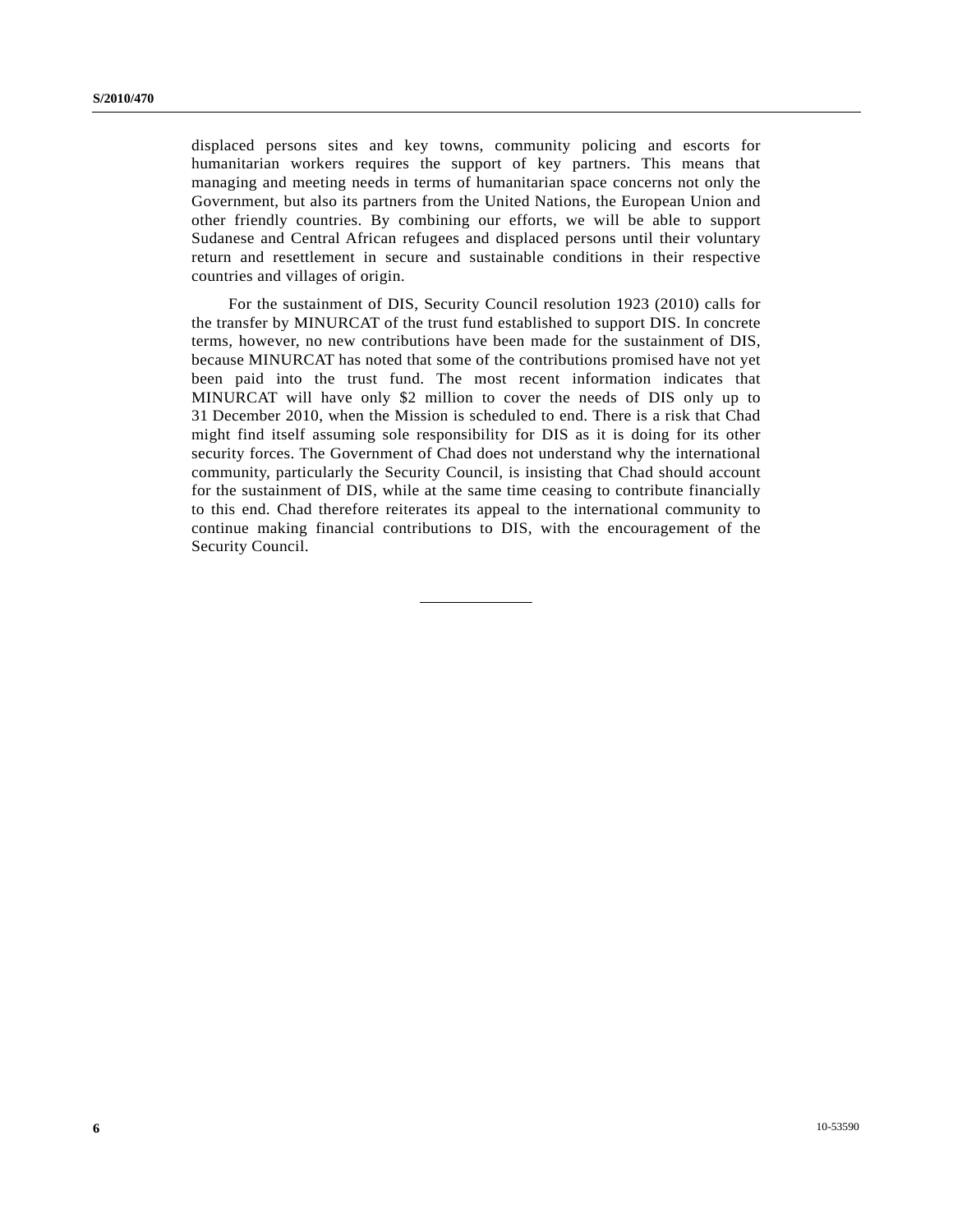displaced persons sites and key towns, community policing and escorts for humanitarian workers requires the support of key partners. This means that managing and meeting needs in terms of humanitarian space concerns not only the Government, but also its partners from the United Nations, the European Union and other friendly countries. By combining our efforts, we will be able to support Sudanese and Central African refugees and displaced persons until their voluntary return and resettlement in secure and sustainable conditions in their respective countries and villages of origin.

For the sustainment of DIS, Security Council resolution 1923 (2010) calls for the transfer by MINURCAT of the trust fund established to support DIS. In concrete terms, however, no new contributions have been made for the sustainment of DIS, because MINURCAT has noted that some of the contributions promised have not yet been paid into the trust fund. The most recent information indicates that MINURCAT will have only $2 million to cover the needs of DIS only up to 31 December 2010, when the Mission is scheduled to end. There is a risk that Chad might find itself assuming sole responsibility for DIS as it is doing for its other security forces. The Government of Chad does not understand why the international community, particularly the Security Council, is insisting that Chad should account for the sustainment of DIS, while at the same time ceasing to contribute financially to this end. Chad therefore reiterates its appeal to the international community to continue making financial contributions to DIS, with the encouragement of the Security Council.